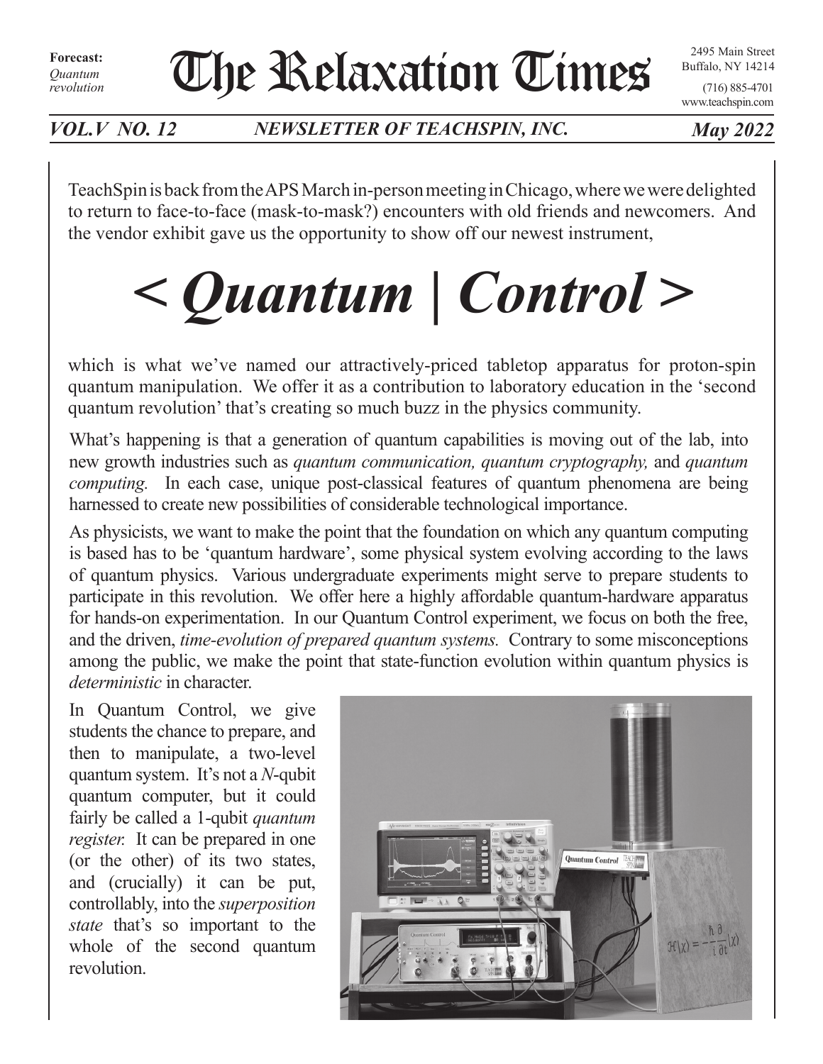**Forecast:** *Quantum revolution*

# The Relaxation Times

2495 Main Street
Buffalo, NY 14214
(716) 885-4701
www.teachspin.com

*VOL.V NO. 12* *NEWSLETTER OF TEACHSPIN, INC.* *May 2022*

TeachSpin is back from the APS March in-person meeting in Chicago, where we were delighted to return to face-to-face (mask-to-mask?) encounters with old friends and newcomers. And the vendor exhibit gave us the opportunity to show off our newest instrument,

# < *Quantum* | *Control* >

which is what we've named our attractively-priced tabletop apparatus for proton-spin quantum manipulation. We offer it as a contribution to laboratory education in the 'second quantum revolution' that's creating so much buzz in the physics community.

What's happening is that a generation of quantum capabilities is moving out of the lab, into new growth industries such as *quantum communication, quantum cryptography,* and *quantum computing.* In each case, unique post-classical features of quantum phenomena are being harnessed to create new possibilities of considerable technological importance.

As physicists, we want to make the point that the foundation on which any quantum computing is based has to be 'quantum hardware', some physical system evolving according to the laws of quantum physics. Various undergraduate experiments might serve to prepare students to participate in this revolution. We offer here a highly affordable quantum-hardware apparatus for hands-on experimentation. In our Quantum Control experiment, we focus on both the free, and the driven, *time-evolution of prepared quantum systems.* Contrary to some misconceptions among the public, we make the point that state-function evolution within quantum physics is *deterministic* in character.

In Quantum Control, we give students the chance to prepare, and then to manipulate, a two-level quantum system. It's not a *N*-qubit quantum computer, but it could fairly be called a 1-qubit *quantum register.* It can be prepared in one (or the other) of its two states, and (crucially) it can be put, controllably, into the *superposition state* that's so important to the whole of the second quantum revolution.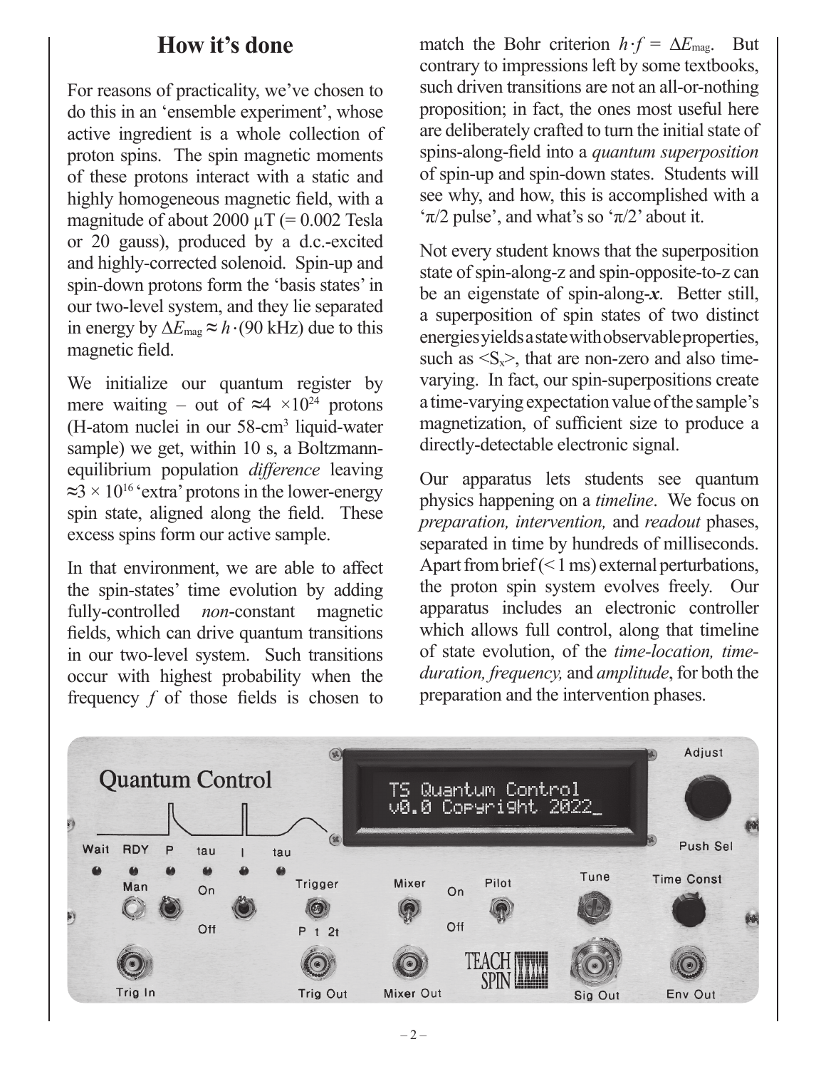## How it's done

For reasons of practicality, we've chosen to do this in an 'ensemble experiment', whose active ingredient is a whole collection of proton spins. The spin magnetic moments of these protons interact with a static and highly homogeneous magnetic field, with a magnitude of about 2000 μT (= 0.002 Tesla or 20 gauss), produced by a d.c.-excited and highly-corrected solenoid. Spin-up and spin-down protons form the 'basis states' in our two-level system, and they lie separated in energy by $\Delta E_{\text{mag}} \approx h \cdot (90\text{ kHz})$ due to this magnetic field.

We initialize our quantum register by mere waiting – out of $\approx 4 \times 10^{24}$ protons (H-atom nuclei in our 58-cm$^3$ liquid-water sample) we get, within 10 s, a Boltzmann-equilibrium population *difference* leaving $\approx 3 \times 10^{16}$ 'extra' protons in the lower-energy spin state, aligned along the field. These excess spins form our active sample.

In that environment, we are able to affect the spin-states' time evolution by adding fully-controlled *non*-constant magnetic fields, which can drive quantum transitions in our two-level system. Such transitions occur with highest probability when the frequency $f$ of those fields is chosen to match the Bohr criterion $h \cdot f = \Delta E_{\text{mag}}$. But contrary to impressions left by some textbooks, such driven transitions are not an all-or-nothing proposition; in fact, the ones most useful here are deliberately crafted to turn the initial state of spins-along-field into a *quantum superposition* of spin-up and spin-down states. Students will see why, and how, this is accomplished with a '$\pi/2$ pulse', and what's so '$\pi/2$' about it.

Not every student knows that the superposition state of spin-along-z and spin-opposite-to-z can be an eigenstate of spin-along-***x***. Better still, a superposition of spin states of two distinct energies yields a state with observable properties, such as $\langle S_x \rangle$, that are non-zero and also time-varying. In fact, our spin-superpositions create a time-varying expectation value of the sample's magnetization, of sufficient size to produce a directly-detectable electronic signal.

Our apparatus lets students see quantum physics happening on a *timeline*. We focus on *preparation, intervention,* and *readout* phases, separated in time by hundreds of milliseconds. Apart from brief (< 1 ms) external perturbations, the proton spin system evolves freely. Our apparatus includes an electronic controller which allows full control, along that timeline of state evolution, of the *time-location, time-duration, frequency,* and *amplitude*, for both the preparation and the intervention phases.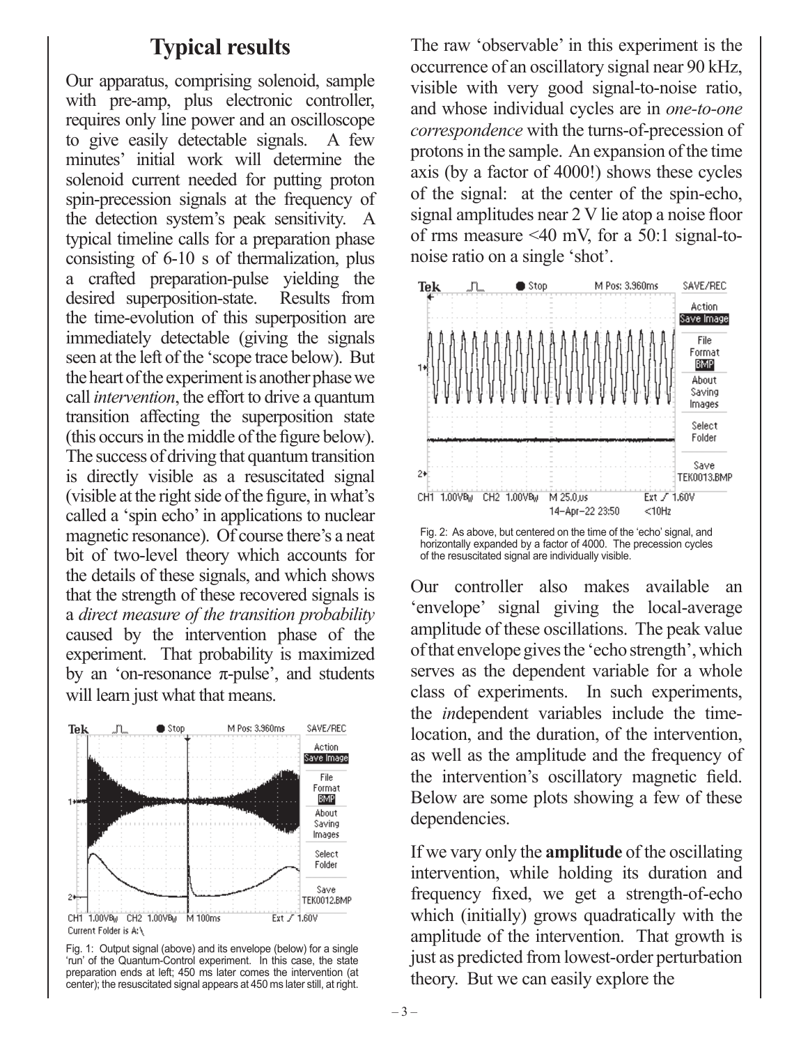## Typical results

Our apparatus, comprising solenoid, sample with pre-amp, plus electronic controller, requires only line power and an oscilloscope to give easily detectable signals. A few minutes' initial work will determine the solenoid current needed for putting proton spin-precession signals at the frequency of the detection system's peak sensitivity. A typical timeline calls for a preparation phase consisting of 6-10 s of thermalization, plus a crafted preparation-pulse yielding the desired superposition-state. Results from the time-evolution of this superposition are immediately detectable (giving the signals seen at the left of the 'scope trace below). But the heart of the experiment is another phase we call *intervention*, the effort to drive a quantum transition affecting the superposition state (this occurs in the middle of the figure below). The success of driving that quantum transition is directly visible as a resuscitated signal (visible at the right side of the figure, in what's called a 'spin echo' in applications to nuclear magnetic resonance). Of course there's a neat bit of two-level theory which accounts for the details of these signals, and which shows that the strength of these recovered signals is a *direct measure of the transition probability* caused by the intervention phase of the experiment. That probability is maximized by an 'on-resonance $\pi$-pulse', and students will learn just what that means.

Fig. 1: Output signal (above) and its envelope (below) for a single 'run' of the Quantum-Control experiment. In this case, the state preparation ends at left; 450 ms later comes the intervention (at center); the resuscitated signal appears at 450 ms later still, at right.

The raw 'observable' in this experiment is the occurrence of an oscillatory signal near 90 kHz, visible with very good signal-to-noise ratio, and whose individual cycles are in *one-to-one correspondence* with the turns-of-precession of protons in the sample. An expansion of the time axis (by a factor of 4000!) shows these cycles of the signal: at the center of the spin-echo, signal amplitudes near 2 V lie atop a noise floor of rms measure <40 mV, for a 50:1 signal-to-noise ratio on a single 'shot'.

Fig. 2: As above, but centered on the time of the 'echo' signal, and horizontally expanded by a factor of 4000. The precession cycles of the resuscitated signal are individually visible.

Our controller also makes available an 'envelope' signal giving the local-average amplitude of these oscillations. The peak value of that envelope gives the 'echo strength', which serves as the dependent variable for a whole class of experiments. In such experiments, the *in*dependent variables include the time-location, and the duration, of the intervention, as well as the amplitude and the frequency of the intervention's oscillatory magnetic field. Below are some plots showing a few of these dependencies.

If we vary only the **amplitude** of the oscillating intervention, while holding its duration and frequency fixed, we get a strength-of-echo which (initially) grows quadratically with the amplitude of the intervention. That growth is just as predicted from lowest-order perturbation theory. But we can easily explore the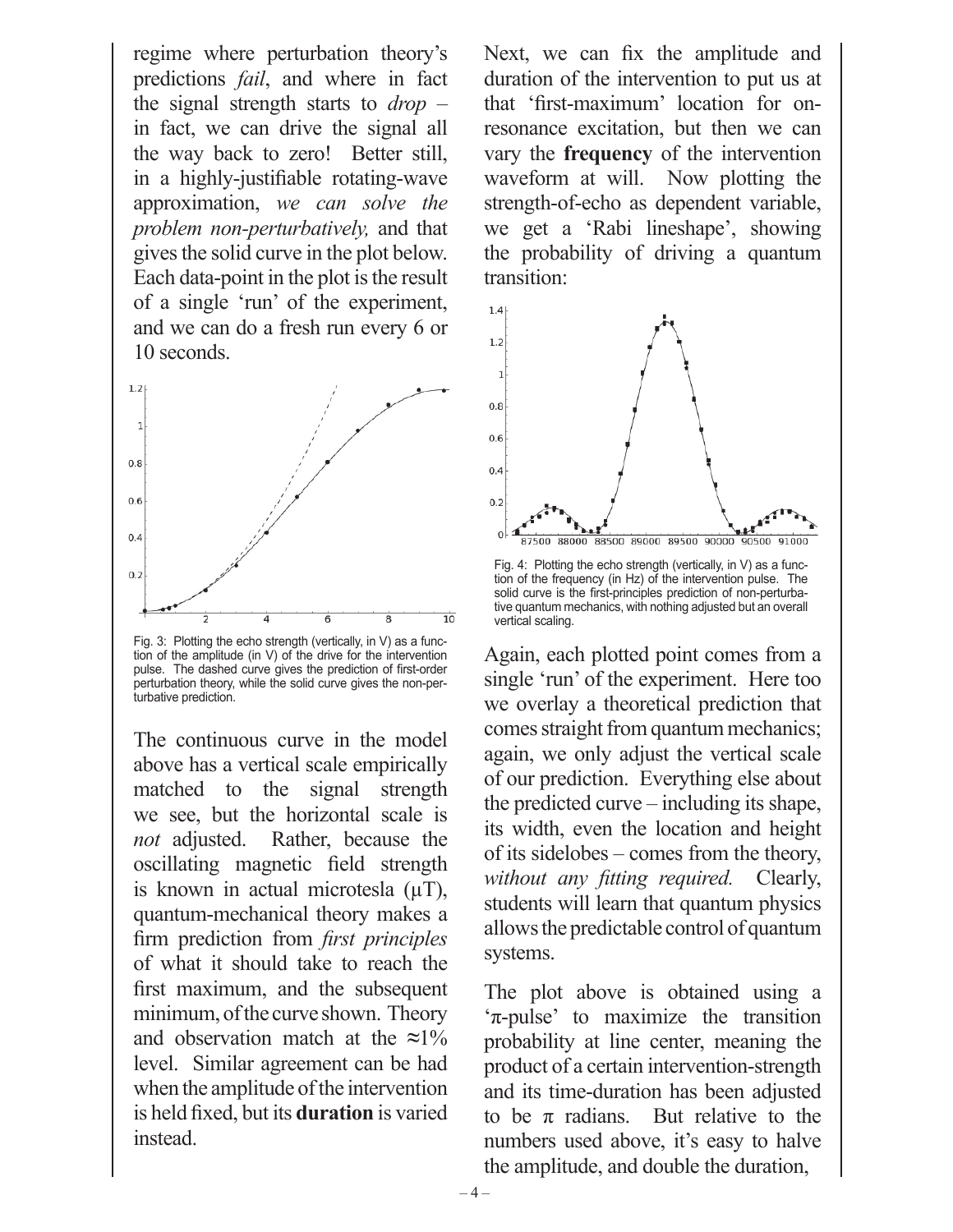regime where perturbation theory's predictions *fail*, and where in fact the signal strength starts to *drop* – in fact, we can drive the signal all the way back to zero! Better still, in a highly-justifiable rotating-wave approximation, *we can solve the problem non-perturbatively,* and that gives the solid curve in the plot below. Each data-point in the plot is the result of a single 'run' of the experiment, and we can do a fresh run every 6 or 10 seconds.

Fig. 3: Plotting the echo strength (vertically, in V) as a function of the amplitude (in V) of the drive for the intervention pulse. The dashed curve gives the prediction of first-order perturbation theory, while the solid curve gives the non-perturbative prediction.

The continuous curve in the model above has a vertical scale empirically matched to the signal strength we see, but the horizontal scale is *not* adjusted. Rather, because the oscillating magnetic field strength is known in actual microtesla (μT), quantum-mechanical theory makes a firm prediction from *first principles* of what it should take to reach the first maximum, and the subsequent minimum, of the curve shown. Theory and observation match at the ≈1% level. Similar agreement can be had when the amplitude of the intervention is held fixed, but its **duration** is varied instead.

Next, we can fix the amplitude and duration of the intervention to put us at that 'first-maximum' location for on-resonance excitation, but then we can vary the **frequency** of the intervention waveform at will. Now plotting the strength-of-echo as dependent variable, we get a 'Rabi lineshape', showing the probability of driving a quantum transition:

Fig. 4: Plotting the echo strength (vertically, in V) as a function of the frequency (in Hz) of the intervention pulse. The solid curve is the first-principles prediction of non-perturbative quantum mechanics, with nothing adjusted but an overall vertical scaling.

Again, each plotted point comes from a single 'run' of the experiment. Here too we overlay a theoretical prediction that comes straight from quantum mechanics; again, we only adjust the vertical scale of our prediction. Everything else about the predicted curve – including its shape, its width, even the location and height of its sidelobes – comes from the theory, *without any fitting required.* Clearly, students will learn that quantum physics allows the predictable control of quantum systems.

The plot above is obtained using a '$\pi$-pulse' to maximize the transition probability at line center, meaning the product of a certain intervention-strength and its time-duration has been adjusted to be $\pi$ radians. But relative to the numbers used above, it's easy to halve the amplitude, and double the duration,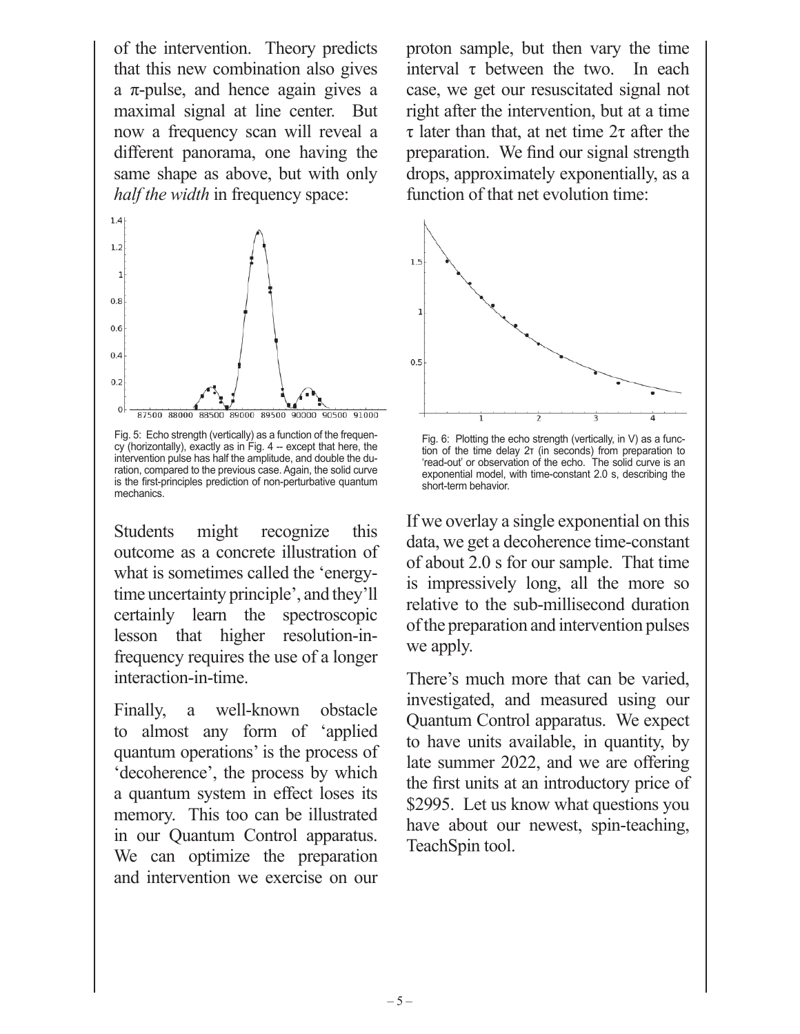of the intervention. Theory predicts that this new combination also gives a π-pulse, and hence again gives a maximal signal at line center. But now a frequency scan will reveal a different panorama, one having the same shape as above, but with only *half the width* in frequency space:

Fig. 5: Echo strength (vertically) as a function of the frequency (horizontally), exactly as in Fig. 4 -- except that here, the intervention pulse has half the amplitude, and double the duration, compared to the previous case. Again, the solid curve is the first-principles prediction of non-perturbative quantum mechanics.

Students might recognize this outcome as a concrete illustration of what is sometimes called the 'energy-time uncertainty principle', and they'll certainly learn the spectroscopic lesson that higher resolution-in-frequency requires the use of a longer interaction-in-time.

Finally, a well-known obstacle to almost any form of 'applied quantum operations' is the process of 'decoherence', the process by which a quantum system in effect loses its memory. This too can be illustrated in our Quantum Control apparatus. We can optimize the preparation and intervention we exercise on our proton sample, but then vary the time interval $\tau$ between the two. In each case, we get our resuscitated signal not right after the intervention, but at a time $\tau$ later than that, at net time $2\tau$ after the preparation. We find our signal strength drops, approximately exponentially, as a function of that net evolution time:

Fig. 6: Plotting the echo strength (vertically, in V) as a function of the time delay $2\tau$ (in seconds) from preparation to 'read-out' or observation of the echo. The solid curve is an exponential model, with time-constant 2.0 s, describing the short-term behavior.

If we overlay a single exponential on this data, we get a decoherence time-constant of about 2.0 s for our sample. That time is impressively long, all the more so relative to the sub-millisecond duration of the preparation and intervention pulses we apply.

There's much more that can be varied, investigated, and measured using our Quantum Control apparatus. We expect to have units available, in quantity, by late summer 2022, and we are offering the first units at an introductory price of $2995. Let us know what questions you have about our newest, spin-teaching, TeachSpin tool.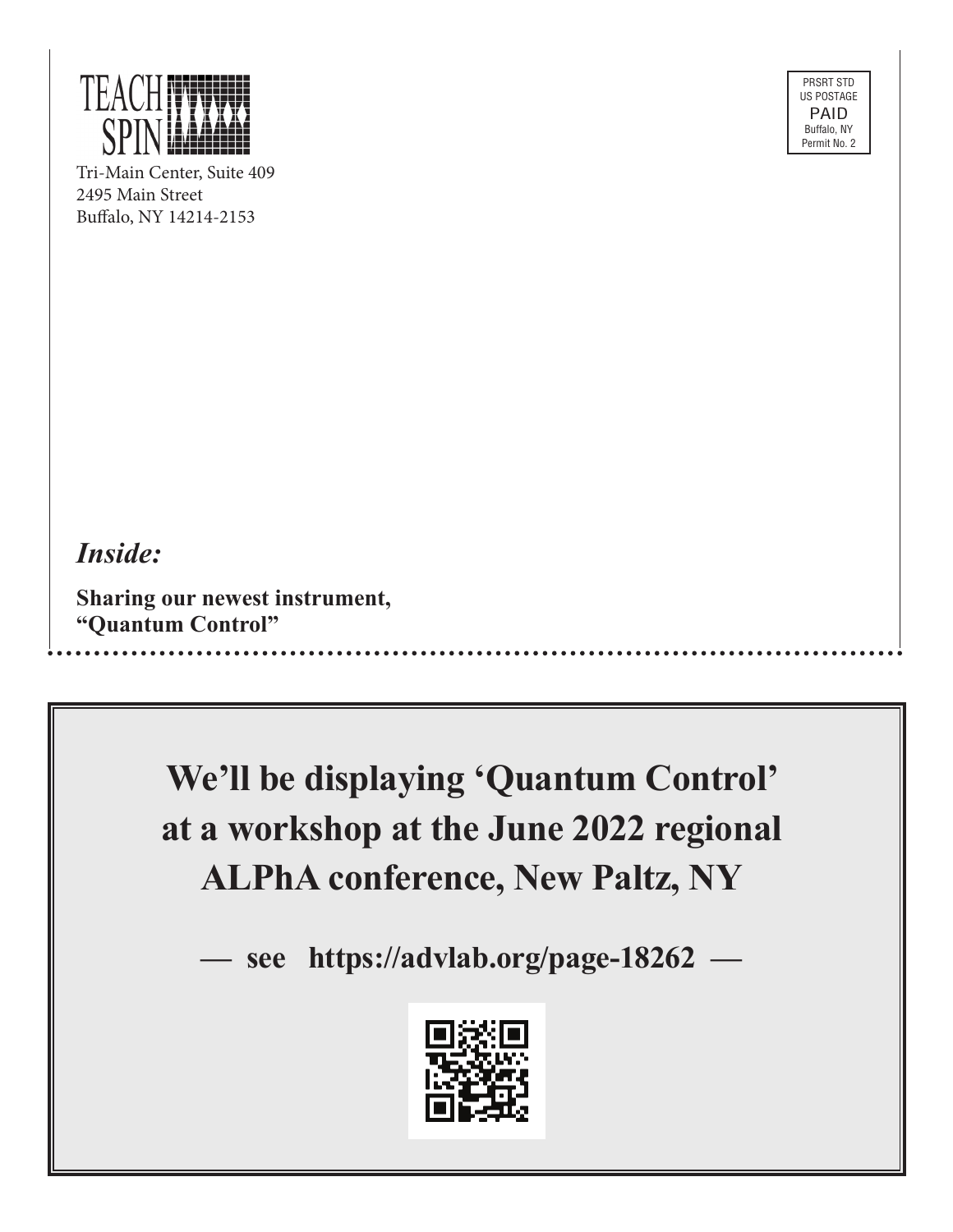TEACH SPIN

Tri-Main Center, Suite 409
2495 Main Street
Buffalo, NY 14214-2153

PRSRT STD
US POSTAGE
PAID
Buffalo, NY
Permit No. 2

***Inside:***

**Sharing our newest instrument, "Quantum Control"**

## We'll be displaying 'Quantum Control' at a workshop at the June 2022 regional ALPhA conference, New Paltz, NY

**— see https://advlab.org/page-18262 —**